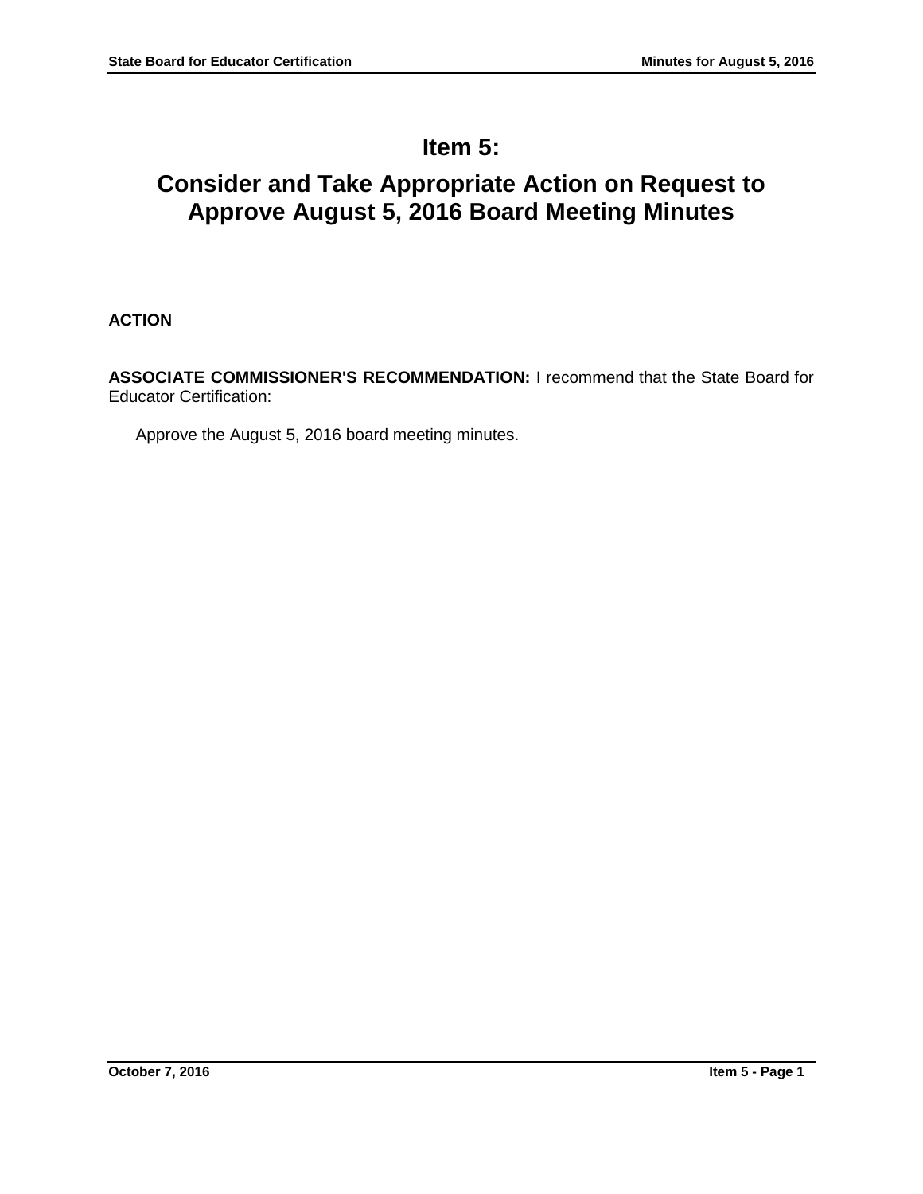# Item 5:

# Consider and Take Appropriate Action on Request to Approve August 5, 2016 Board Meeting Minutes

**ACTION**

**ASSOCIATE COMMISSIONER'S RECOMMENDATION:** I recommend that the State Board for Educator Certification:

Approve the August 5, 2016 board meeting minutes.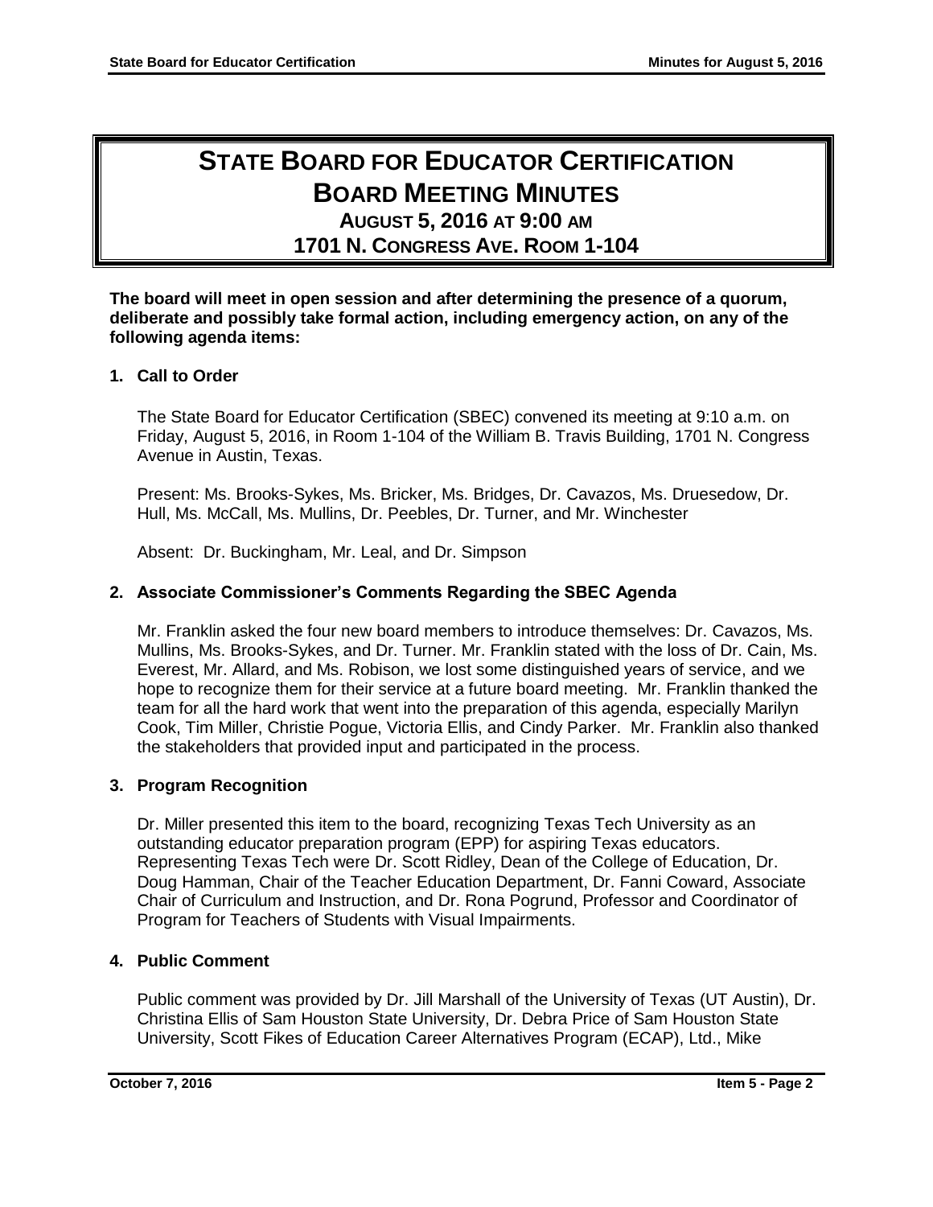# STATE BOARD FOR EDUCATOR CERTIFICATION
# BOARD MEETING MINUTES
### AUGUST 5, 2016 AT 9:00 AM
### 1701 N. CONGRESS AVE. ROOM 1-104

**The board will meet in open session and after determining the presence of a quorum, deliberate and possibly take formal action, including emergency action, on any of the following agenda items:**

**1. Call to Order**

The State Board for Educator Certification (SBEC) convened its meeting at 9:10 a.m. on Friday, August 5, 2016, in Room 1-104 of the William B. Travis Building, 1701 N. Congress Avenue in Austin, Texas.

Present: Ms. Brooks-Sykes, Ms. Bricker, Ms. Bridges, Dr. Cavazos, Ms. Druesedow, Dr. Hull, Ms. McCall, Ms. Mullins, Dr. Peebles, Dr. Turner, and Mr. Winchester

Absent: Dr. Buckingham, Mr. Leal, and Dr. Simpson

**2. Associate Commissioner's Comments Regarding the SBEC Agenda**

Mr. Franklin asked the four new board members to introduce themselves: Dr. Cavazos, Ms. Mullins, Ms. Brooks-Sykes, and Dr. Turner. Mr. Franklin stated with the loss of Dr. Cain, Ms. Everest, Mr. Allard, and Ms. Robison, we lost some distinguished years of service, and we hope to recognize them for their service at a future board meeting. Mr. Franklin thanked the team for all the hard work that went into the preparation of this agenda, especially Marilyn Cook, Tim Miller, Christie Pogue, Victoria Ellis, and Cindy Parker. Mr. Franklin also thanked the stakeholders that provided input and participated in the process.

**3. Program Recognition**

Dr. Miller presented this item to the board, recognizing Texas Tech University as an outstanding educator preparation program (EPP) for aspiring Texas educators. Representing Texas Tech were Dr. Scott Ridley, Dean of the College of Education, Dr. Doug Hamman, Chair of the Teacher Education Department, Dr. Fanni Coward, Associate Chair of Curriculum and Instruction, and Dr. Rona Pogrund, Professor and Coordinator of Program for Teachers of Students with Visual Impairments.

**4. Public Comment**

Public comment was provided by Dr. Jill Marshall of the University of Texas (UT Austin), Dr. Christina Ellis of Sam Houston State University, Dr. Debra Price of Sam Houston State University, Scott Fikes of Education Career Alternatives Program (ECAP), Ltd., Mike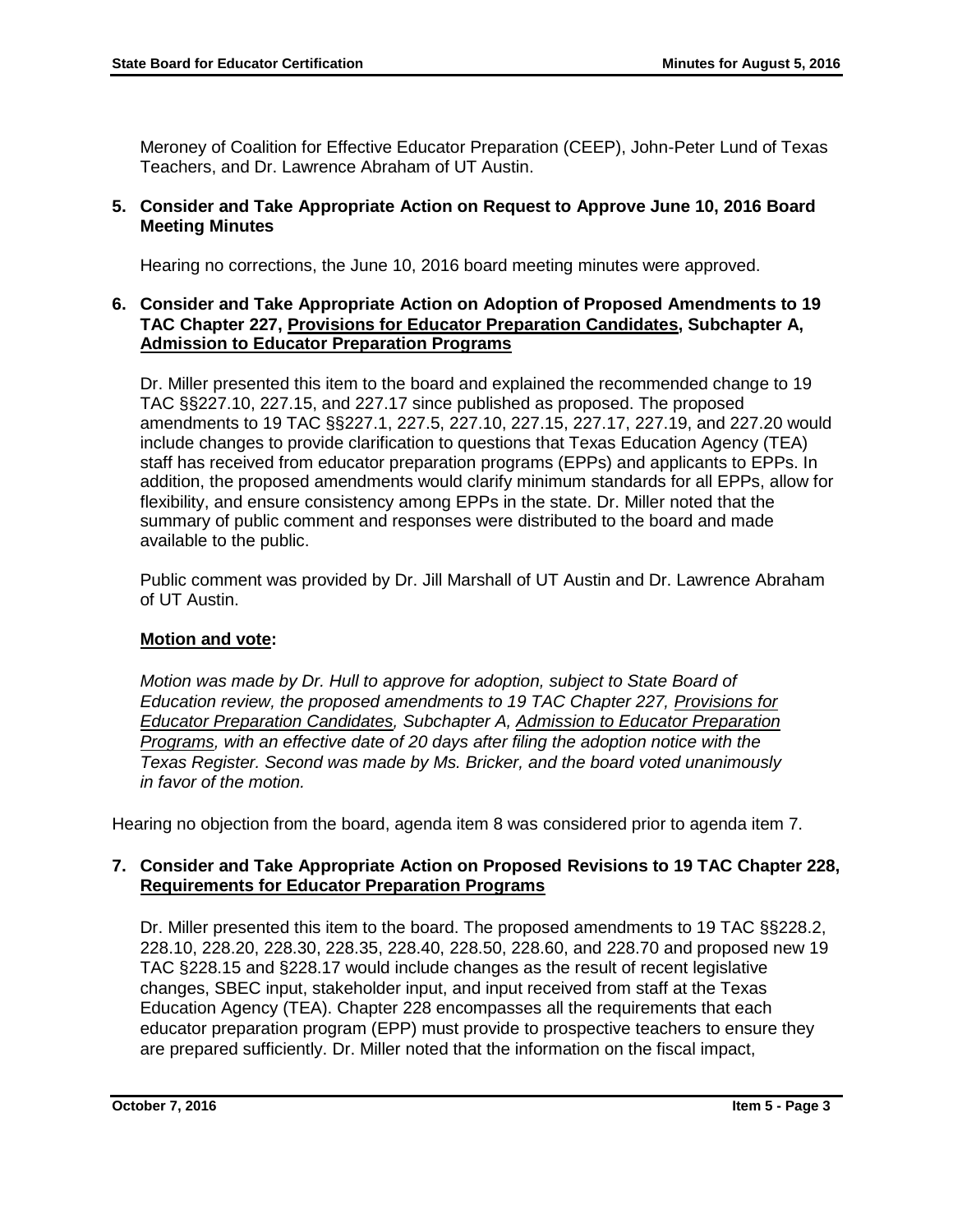Meroney of Coalition for Effective Educator Preparation (CEEP), John-Peter Lund of Texas Teachers, and Dr. Lawrence Abraham of UT Austin.

**5. Consider and Take Appropriate Action on Request to Approve June 10, 2016 Board Meeting Minutes**

Hearing no corrections, the June 10, 2016 board meeting minutes were approved.

**6. Consider and Take Appropriate Action on Adoption of Proposed Amendments to 19 TAC Chapter 227, Provisions for Educator Preparation Candidates, Subchapter A, Admission to Educator Preparation Programs**

Dr. Miller presented this item to the board and explained the recommended change to 19 TAC §§227.10, 227.15, and 227.17 since published as proposed. The proposed amendments to 19 TAC §§227.1, 227.5, 227.10, 227.15, 227.17, 227.19, and 227.20 would include changes to provide clarification to questions that Texas Education Agency (TEA) staff has received from educator preparation programs (EPPs) and applicants to EPPs. In addition, the proposed amendments would clarify minimum standards for all EPPs, allow for flexibility, and ensure consistency among EPPs in the state. Dr. Miller noted that the summary of public comment and responses were distributed to the board and made available to the public.

Public comment was provided by Dr. Jill Marshall of UT Austin and Dr. Lawrence Abraham of UT Austin.

**Motion and vote:**

*Motion was made by Dr. Hull to approve for adoption, subject to State Board of Education review, the proposed amendments to 19 TAC Chapter 227, Provisions for Educator Preparation Candidates, Subchapter A, Admission to Educator Preparation Programs, with an effective date of 20 days after filing the adoption notice with the Texas Register. Second was made by Ms. Bricker, and the board voted unanimously in favor of the motion.*

Hearing no objection from the board, agenda item 8 was considered prior to agenda item 7.

**7. Consider and Take Appropriate Action on Proposed Revisions to 19 TAC Chapter 228, Requirements for Educator Preparation Programs**

Dr. Miller presented this item to the board. The proposed amendments to 19 TAC §§228.2, 228.10, 228.20, 228.30, 228.35, 228.40, 228.50, 228.60, and 228.70 and proposed new 19 TAC §228.15 and §228.17 would include changes as the result of recent legislative changes, SBEC input, stakeholder input, and input received from staff at the Texas Education Agency (TEA). Chapter 228 encompasses all the requirements that each educator preparation program (EPP) must provide to prospective teachers to ensure they are prepared sufficiently. Dr. Miller noted that the information on the fiscal impact,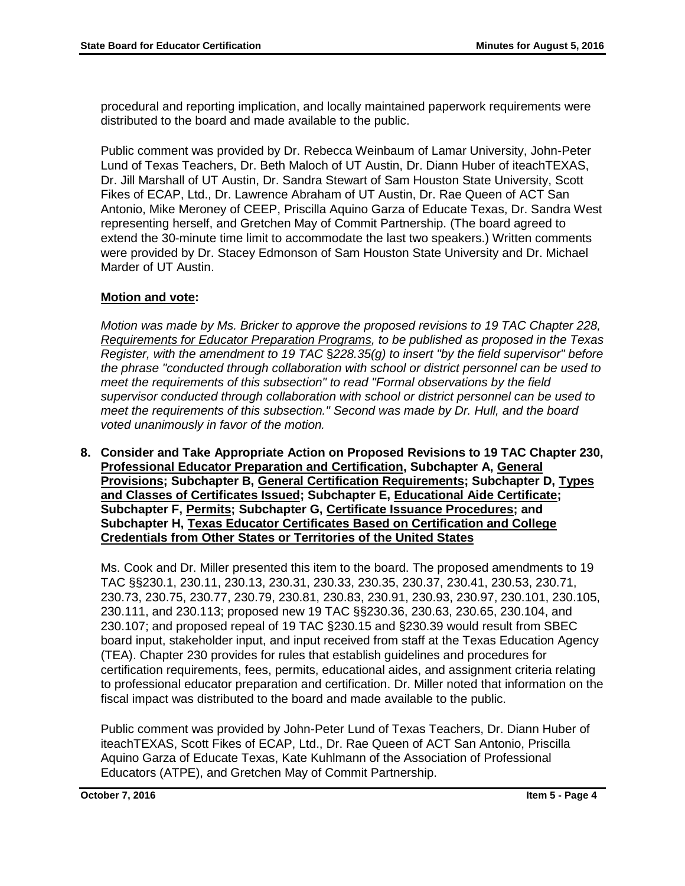procedural and reporting implication, and locally maintained paperwork requirements were distributed to the board and made available to the public.

Public comment was provided by Dr. Rebecca Weinbaum of Lamar University, John-Peter Lund of Texas Teachers, Dr. Beth Maloch of UT Austin, Dr. Diann Huber of iteachTEXAS, Dr. Jill Marshall of UT Austin, Dr. Sandra Stewart of Sam Houston State University, Scott Fikes of ECAP, Ltd., Dr. Lawrence Abraham of UT Austin, Dr. Rae Queen of ACT San Antonio, Mike Meroney of CEEP, Priscilla Aquino Garza of Educate Texas, Dr. Sandra West representing herself, and Gretchen May of Commit Partnership. (The board agreed to extend the 30-minute time limit to accommodate the last two speakers.) Written comments were provided by Dr. Stacey Edmonson of Sam Houston State University and Dr. Michael Marder of UT Austin.

**Motion and vote:**

*Motion was made by Ms. Bricker to approve the proposed revisions to 19 TAC Chapter 228, Requirements for Educator Preparation Programs, to be published as proposed in the Texas Register, with the amendment to 19 TAC §228.35(g) to insert "by the field supervisor" before the phrase "conducted through collaboration with school or district personnel can be used to meet the requirements of this subsection" to read "Formal observations by the field supervisor conducted through collaboration with school or district personnel can be used to meet the requirements of this subsection." Second was made by Dr. Hull, and the board voted unanimously in favor of the motion.*

**8. Consider and Take Appropriate Action on Proposed Revisions to 19 TAC Chapter 230, Professional Educator Preparation and Certification, Subchapter A, General Provisions; Subchapter B, General Certification Requirements; Subchapter D, Types and Classes of Certificates Issued; Subchapter E, Educational Aide Certificate; Subchapter F, Permits; Subchapter G, Certificate Issuance Procedures; and Subchapter H, Texas Educator Certificates Based on Certification and College Credentials from Other States or Territories of the United States**

Ms. Cook and Dr. Miller presented this item to the board. The proposed amendments to 19 TAC §§230.1, 230.11, 230.13, 230.31, 230.33, 230.35, 230.37, 230.41, 230.53, 230.71, 230.73, 230.75, 230.77, 230.79, 230.81, 230.83, 230.91, 230.93, 230.97, 230.101, 230.105, 230.111, and 230.113; proposed new 19 TAC §§230.36, 230.63, 230.65, 230.104, and 230.107; and proposed repeal of 19 TAC §230.15 and §230.39 would result from SBEC board input, stakeholder input, and input received from staff at the Texas Education Agency (TEA). Chapter 230 provides for rules that establish guidelines and procedures for certification requirements, fees, permits, educational aides, and assignment criteria relating to professional educator preparation and certification. Dr. Miller noted that information on the fiscal impact was distributed to the board and made available to the public.

Public comment was provided by John-Peter Lund of Texas Teachers, Dr. Diann Huber of iteachTEXAS, Scott Fikes of ECAP, Ltd., Dr. Rae Queen of ACT San Antonio, Priscilla Aquino Garza of Educate Texas, Kate Kuhlmann of the Association of Professional Educators (ATPE), and Gretchen May of Commit Partnership.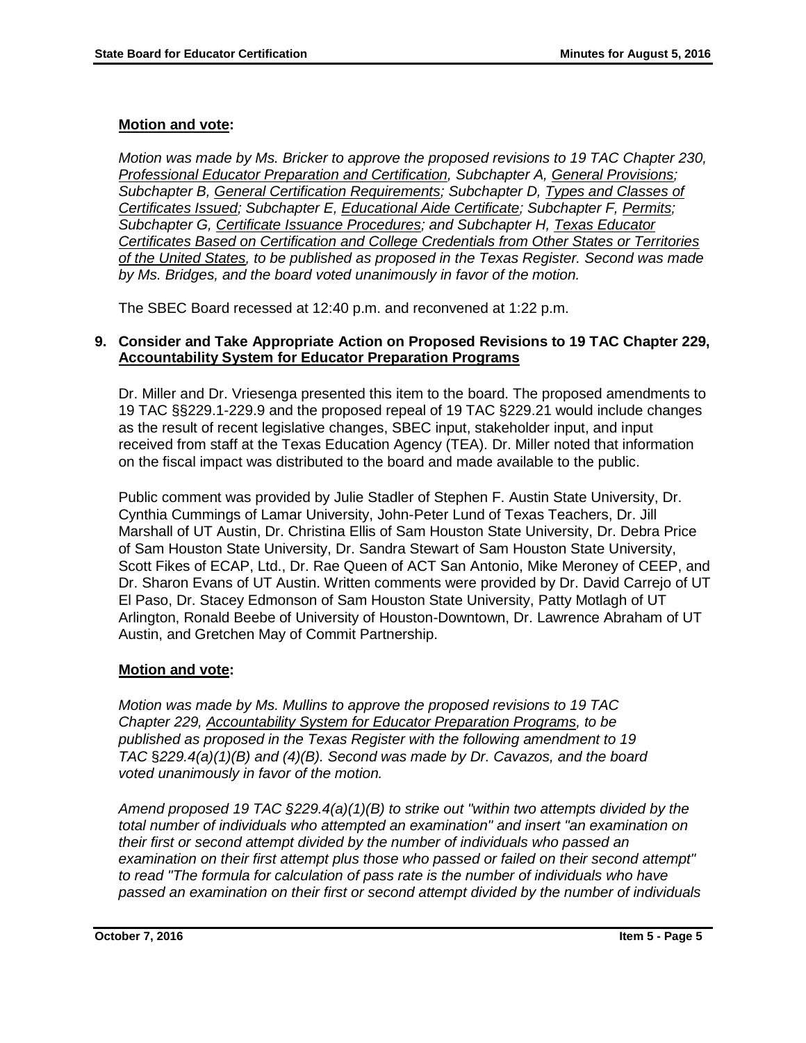**Motion and vote:**

*Motion was made by Ms. Bricker to approve the proposed revisions to 19 TAC Chapter 230, Professional Educator Preparation and Certification, Subchapter A, General Provisions; Subchapter B, General Certification Requirements; Subchapter D, Types and Classes of Certificates Issued; Subchapter E, Educational Aide Certificate; Subchapter F, Permits; Subchapter G, Certificate Issuance Procedures; and Subchapter H, Texas Educator Certificates Based on Certification and College Credentials from Other States or Territories of the United States, to be published as proposed in the Texas Register. Second was made by Ms. Bridges, and the board voted unanimously in favor of the motion.*

The SBEC Board recessed at 12:40 p.m. and reconvened at 1:22 p.m.

**9. Consider and Take Appropriate Action on Proposed Revisions to 19 TAC Chapter 229, Accountability System for Educator Preparation Programs**

Dr. Miller and Dr. Vriesenga presented this item to the board. The proposed amendments to 19 TAC §§229.1-229.9 and the proposed repeal of 19 TAC §229.21 would include changes as the result of recent legislative changes, SBEC input, stakeholder input, and input received from staff at the Texas Education Agency (TEA). Dr. Miller noted that information on the fiscal impact was distributed to the board and made available to the public.

Public comment was provided by Julie Stadler of Stephen F. Austin State University, Dr. Cynthia Cummings of Lamar University, John-Peter Lund of Texas Teachers, Dr. Jill Marshall of UT Austin, Dr. Christina Ellis of Sam Houston State University, Dr. Debra Price of Sam Houston State University, Dr. Sandra Stewart of Sam Houston State University, Scott Fikes of ECAP, Ltd., Dr. Rae Queen of ACT San Antonio, Mike Meroney of CEEP, and Dr. Sharon Evans of UT Austin. Written comments were provided by Dr. David Carrejo of UT El Paso, Dr. Stacey Edmonson of Sam Houston State University, Patty Motlagh of UT Arlington, Ronald Beebe of University of Houston-Downtown, Dr. Lawrence Abraham of UT Austin, and Gretchen May of Commit Partnership.

**Motion and vote:**

*Motion was made by Ms. Mullins to approve the proposed revisions to 19 TAC Chapter 229, Accountability System for Educator Preparation Programs, to be published as proposed in the Texas Register with the following amendment to 19 TAC §229.4(a)(1)(B) and (4)(B). Second was made by Dr. Cavazos, and the board voted unanimously in favor of the motion.*

*Amend proposed 19 TAC §229.4(a)(1)(B) to strike out "within two attempts divided by the total number of individuals who attempted an examination" and insert "an examination on their first or second attempt divided by the number of individuals who passed an examination on their first attempt plus those who passed or failed on their second attempt" to read "The formula for calculation of pass rate is the number of individuals who have passed an examination on their first or second attempt divided by the number of individuals*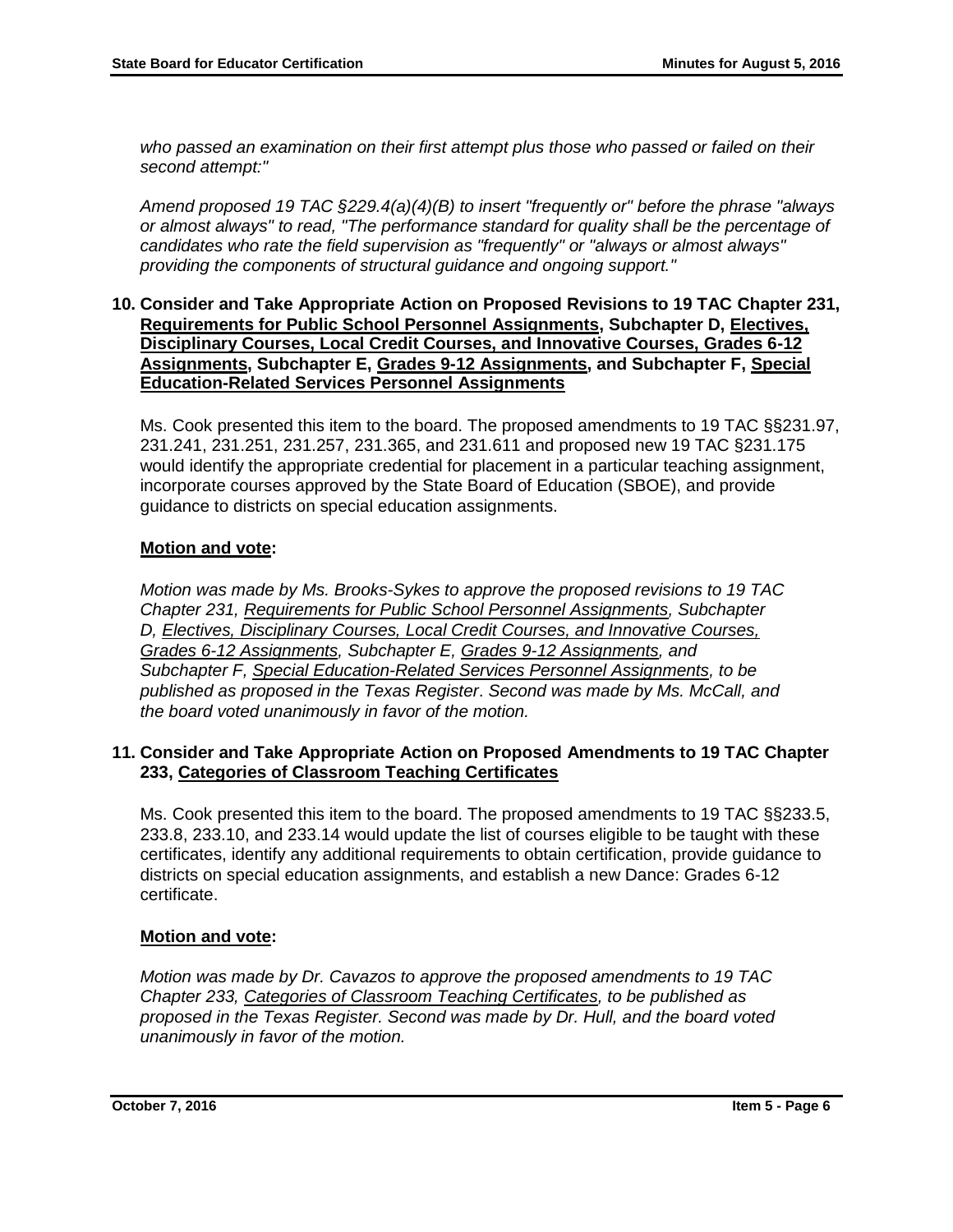*who passed an examination on their first attempt plus those who passed or failed on their second attempt:"*

*Amend proposed 19 TAC §229.4(a)(4)(B) to insert "frequently or" before the phrase "always or almost always" to read, "The performance standard for quality shall be the percentage of candidates who rate the field supervision as "frequently" or "always or almost always" providing the components of structural guidance and ongoing support."*

**10. Consider and Take Appropriate Action on Proposed Revisions to 19 TAC Chapter 231, <u>Requirements for Public School Personnel Assignments</u>, Subchapter D, <u>Electives, Disciplinary Courses, Local Credit Courses, and Innovative Courses, Grades 6-12 Assignments</u>, Subchapter E, <u>Grades 9-12 Assignments</u>, and Subchapter F, <u>Special Education-Related Services Personnel Assignments</u>**

Ms. Cook presented this item to the board. The proposed amendments to 19 TAC §§231.97, 231.241, 231.251, 231.257, 231.365, and 231.611 and proposed new 19 TAC §231.175 would identify the appropriate credential for placement in a particular teaching assignment, incorporate courses approved by the State Board of Education (SBOE), and provide guidance to districts on special education assignments.

**<u>Motion and vote</u>:**

*Motion was made by Ms. Brooks-Sykes to approve the proposed revisions to 19 TAC Chapter 231, <u>Requirements for Public School Personnel Assignments</u>, Subchapter D, <u>Electives, Disciplinary Courses, Local Credit Courses, and Innovative Courses, Grades 6-12 Assignments</u>, Subchapter E, <u>Grades 9-12 Assignments</u>, and Subchapter F, <u>Special Education-Related Services Personnel Assignments</u>, to be published as proposed in the Texas Register. Second was made by Ms. McCall, and the board voted unanimously in favor of the motion.*

**11. Consider and Take Appropriate Action on Proposed Amendments to 19 TAC Chapter 233, <u>Categories of Classroom Teaching Certificates</u>**

Ms. Cook presented this item to the board. The proposed amendments to 19 TAC §§233.5, 233.8, 233.10, and 233.14 would update the list of courses eligible to be taught with these certificates, identify any additional requirements to obtain certification, provide guidance to districts on special education assignments, and establish a new Dance: Grades 6-12 certificate.

**<u>Motion and vote</u>:**

*Motion was made by Dr. Cavazos to approve the proposed amendments to 19 TAC Chapter 233, <u>Categories of Classroom Teaching Certificates</u>, to be published as proposed in the Texas Register. Second was made by Dr. Hull, and the board voted unanimously in favor of the motion.*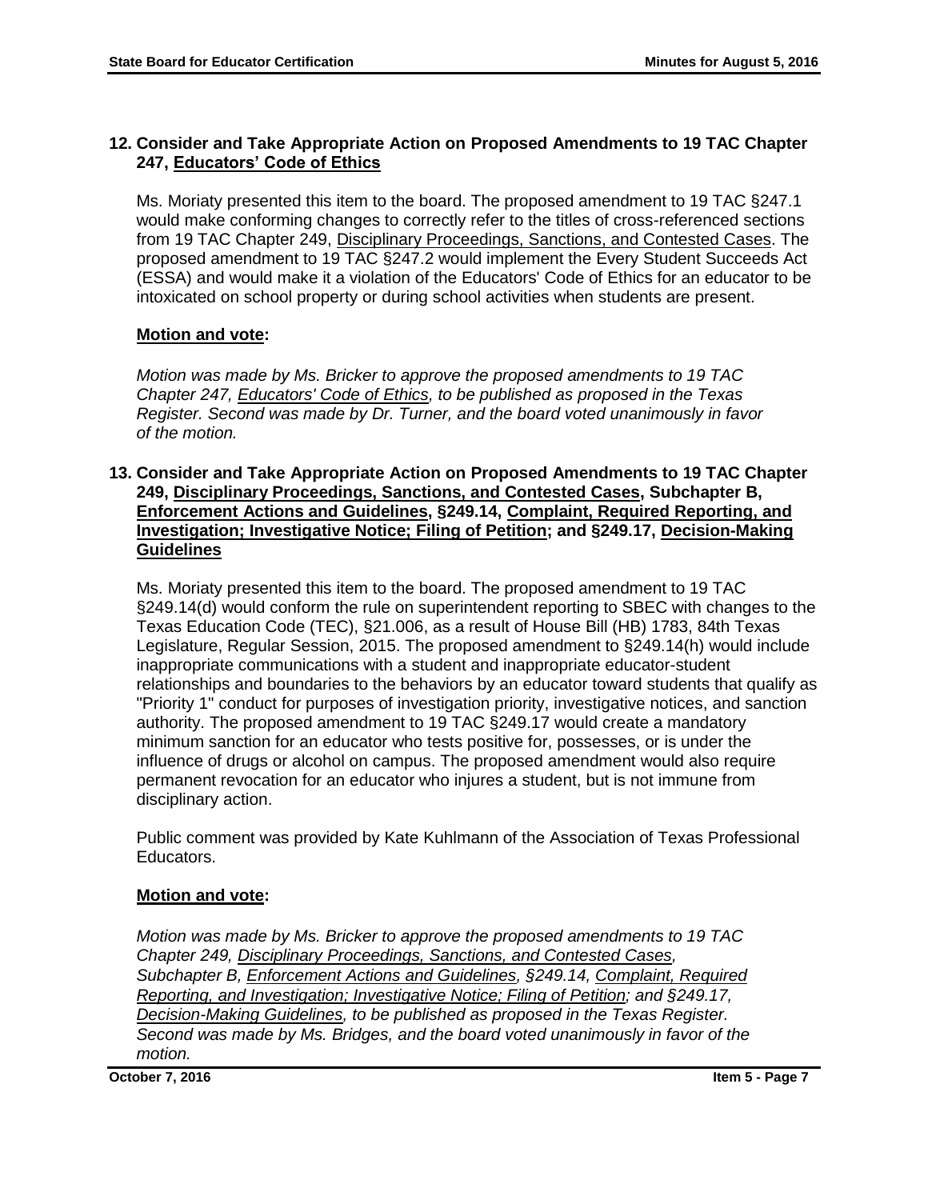**12. Consider and Take Appropriate Action on Proposed Amendments to 19 TAC Chapter 247, Educators' Code of Ethics**

Ms. Moriaty presented this item to the board. The proposed amendment to 19 TAC §247.1 would make conforming changes to correctly refer to the titles of cross-referenced sections from 19 TAC Chapter 249, Disciplinary Proceedings, Sanctions, and Contested Cases. The proposed amendment to 19 TAC §247.2 would implement the Every Student Succeeds Act (ESSA) and would make it a violation of the Educators' Code of Ethics for an educator to be intoxicated on school property or during school activities when students are present.

**Motion and vote:**

*Motion was made by Ms. Bricker to approve the proposed amendments to 19 TAC Chapter 247, Educators' Code of Ethics, to be published as proposed in the Texas Register. Second was made by Dr. Turner, and the board voted unanimously in favor of the motion.*

**13. Consider and Take Appropriate Action on Proposed Amendments to 19 TAC Chapter 249, Disciplinary Proceedings, Sanctions, and Contested Cases, Subchapter B, Enforcement Actions and Guidelines, §249.14, Complaint, Required Reporting, and Investigation; Investigative Notice; Filing of Petition; and §249.17, Decision-Making Guidelines**

Ms. Moriaty presented this item to the board. The proposed amendment to 19 TAC §249.14(d) would conform the rule on superintendent reporting to SBEC with changes to the Texas Education Code (TEC), §21.006, as a result of House Bill (HB) 1783, 84th Texas Legislature, Regular Session, 2015. The proposed amendment to §249.14(h) would include inappropriate communications with a student and inappropriate educator-student relationships and boundaries to the behaviors by an educator toward students that qualify as "Priority 1" conduct for purposes of investigation priority, investigative notices, and sanction authority. The proposed amendment to 19 TAC §249.17 would create a mandatory minimum sanction for an educator who tests positive for, possesses, or is under the influence of drugs or alcohol on campus. The proposed amendment would also require permanent revocation for an educator who injures a student, but is not immune from disciplinary action.

Public comment was provided by Kate Kuhlmann of the Association of Texas Professional Educators.

**Motion and vote:**

*Motion was made by Ms. Bricker to approve the proposed amendments to 19 TAC Chapter 249, Disciplinary Proceedings, Sanctions, and Contested Cases, Subchapter B, Enforcement Actions and Guidelines, §249.14, Complaint, Required Reporting, and Investigation; Investigative Notice; Filing of Petition; and §249.17, Decision-Making Guidelines, to be published as proposed in the Texas Register. Second was made by Ms. Bridges, and the board voted unanimously in favor of the motion.*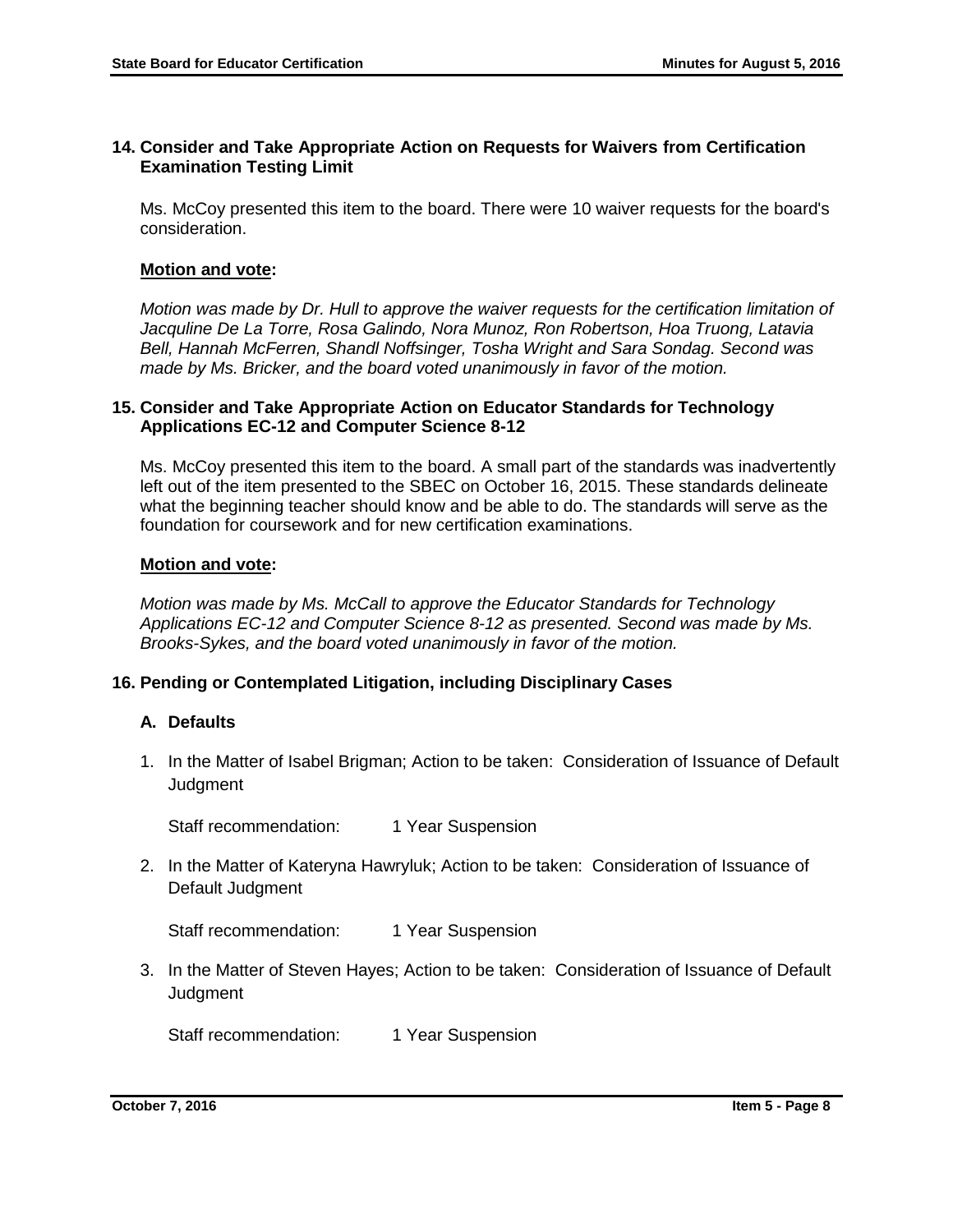### 14. Consider and Take Appropriate Action on Requests for Waivers from Certification Examination Testing Limit

Ms. McCoy presented this item to the board. There were 10 waiver requests for the board's consideration.

**Motion and vote:**

*Motion was made by Dr. Hull to approve the waiver requests for the certification limitation of Jacquline De La Torre, Rosa Galindo, Nora Munoz, Ron Robertson, Hoa Truong, Latavia Bell, Hannah McFerren, Shandl Noffsinger, Tosha Wright and Sara Sondag. Second was made by Ms. Bricker, and the board voted unanimously in favor of the motion.*

### 15. Consider and Take Appropriate Action on Educator Standards for Technology Applications EC-12 and Computer Science 8-12

Ms. McCoy presented this item to the board. A small part of the standards was inadvertently left out of the item presented to the SBEC on October 16, 2015. These standards delineate what the beginning teacher should know and be able to do. The standards will serve as the foundation for coursework and for new certification examinations.

**Motion and vote:**

*Motion was made by Ms. McCall to approve the Educator Standards for Technology Applications EC-12 and Computer Science 8-12 as presented. Second was made by Ms. Brooks-Sykes, and the board voted unanimously in favor of the motion.*

### 16. Pending or Contemplated Litigation, including Disciplinary Cases

#### A. Defaults

1. In the Matter of Isabel Brigman; Action to be taken: Consideration of Issuance of Default Judgment

   Staff recommendation: 1 Year Suspension

2. In the Matter of Kateryna Hawryluk; Action to be taken: Consideration of Issuance of Default Judgment

   Staff recommendation: 1 Year Suspension

3. In the Matter of Steven Hayes; Action to be taken: Consideration of Issuance of Default Judgment

   Staff recommendation: 1 Year Suspension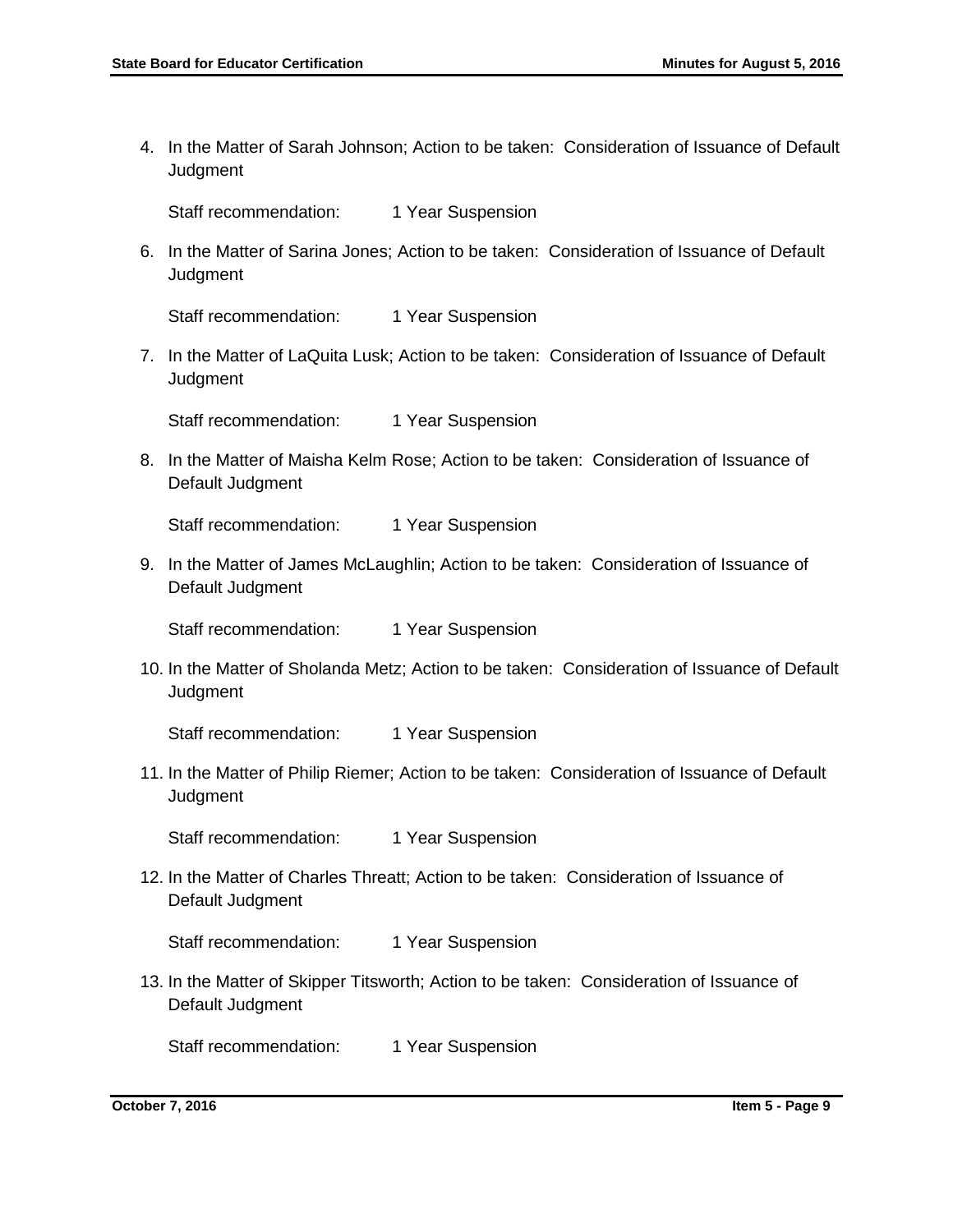4. In the Matter of Sarah Johnson; Action to be taken: Consideration of Issuance of Default Judgment

   Staff recommendation: 1 Year Suspension

6. In the Matter of Sarina Jones; Action to be taken: Consideration of Issuance of Default Judgment

   Staff recommendation: 1 Year Suspension

7. In the Matter of LaQuita Lusk; Action to be taken: Consideration of Issuance of Default Judgment

   Staff recommendation: 1 Year Suspension

8. In the Matter of Maisha Kelm Rose; Action to be taken: Consideration of Issuance of Default Judgment

   Staff recommendation: 1 Year Suspension

9. In the Matter of James McLaughlin; Action to be taken: Consideration of Issuance of Default Judgment

   Staff recommendation: 1 Year Suspension

10. In the Matter of Sholanda Metz; Action to be taken: Consideration of Issuance of Default Judgment

    Staff recommendation: 1 Year Suspension

11. In the Matter of Philip Riemer; Action to be taken: Consideration of Issuance of Default Judgment

    Staff recommendation: 1 Year Suspension

12. In the Matter of Charles Threatt; Action to be taken: Consideration of Issuance of Default Judgment

    Staff recommendation: 1 Year Suspension

13. In the Matter of Skipper Titsworth; Action to be taken: Consideration of Issuance of Default Judgment

    Staff recommendation: 1 Year Suspension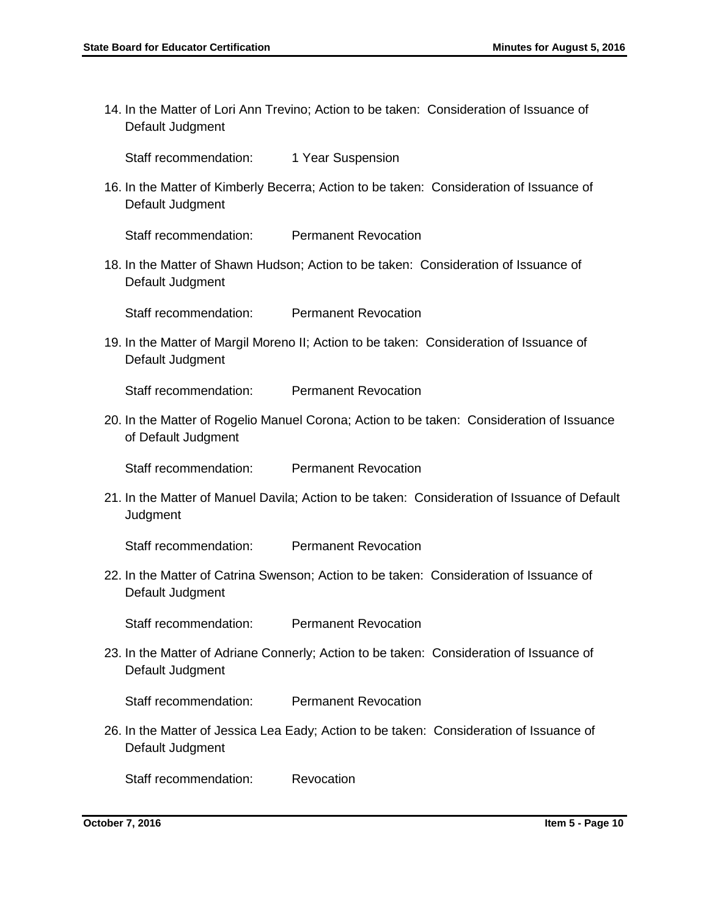14. In the Matter of Lori Ann Trevino; Action to be taken: Consideration of Issuance of Default Judgment

    Staff recommendation: 1 Year Suspension

16. In the Matter of Kimberly Becerra; Action to be taken: Consideration of Issuance of Default Judgment

    Staff recommendation: Permanent Revocation

18. In the Matter of Shawn Hudson; Action to be taken: Consideration of Issuance of Default Judgment

    Staff recommendation: Permanent Revocation

19. In the Matter of Margil Moreno II; Action to be taken: Consideration of Issuance of Default Judgment

    Staff recommendation: Permanent Revocation

20. In the Matter of Rogelio Manuel Corona; Action to be taken: Consideration of Issuance of Default Judgment

    Staff recommendation: Permanent Revocation

21. In the Matter of Manuel Davila; Action to be taken: Consideration of Issuance of Default Judgment

    Staff recommendation: Permanent Revocation

22. In the Matter of Catrina Swenson; Action to be taken: Consideration of Issuance of Default Judgment

    Staff recommendation: Permanent Revocation

23. In the Matter of Adriane Connerly; Action to be taken: Consideration of Issuance of Default Judgment

    Staff recommendation: Permanent Revocation

26. In the Matter of Jessica Lea Eady; Action to be taken: Consideration of Issuance of Default Judgment

    Staff recommendation: Revocation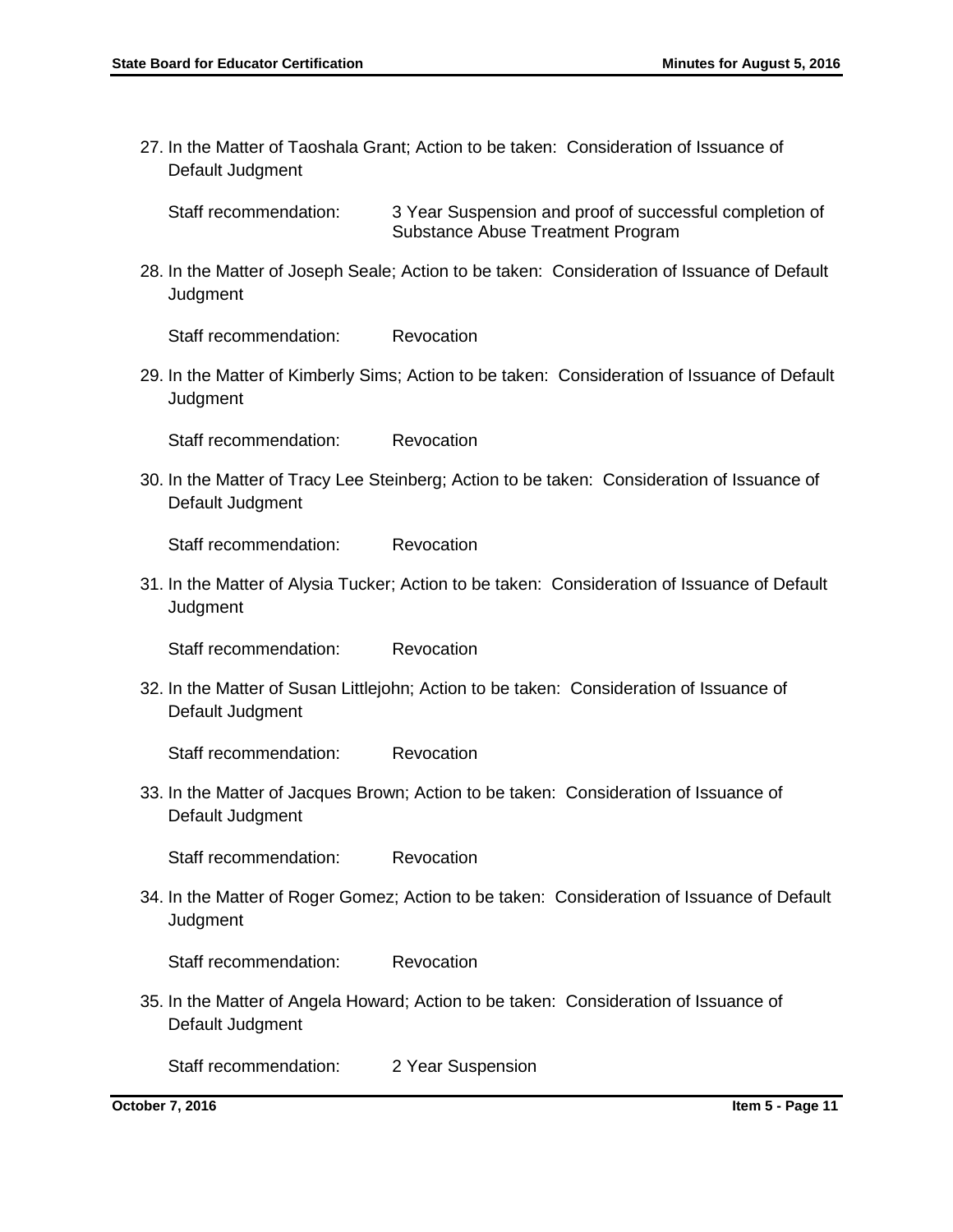27. In the Matter of Taoshala Grant; Action to be taken: Consideration of Issuance of Default Judgment

    Staff recommendation: 3 Year Suspension and proof of successful completion of Substance Abuse Treatment Program

28. In the Matter of Joseph Seale; Action to be taken: Consideration of Issuance of Default Judgment

    Staff recommendation: Revocation

29. In the Matter of Kimberly Sims; Action to be taken: Consideration of Issuance of Default Judgment

    Staff recommendation: Revocation

30. In the Matter of Tracy Lee Steinberg; Action to be taken: Consideration of Issuance of Default Judgment

    Staff recommendation: Revocation

31. In the Matter of Alysia Tucker; Action to be taken: Consideration of Issuance of Default Judgment

    Staff recommendation: Revocation

32. In the Matter of Susan Littlejohn; Action to be taken: Consideration of Issuance of Default Judgment

    Staff recommendation: Revocation

33. In the Matter of Jacques Brown; Action to be taken: Consideration of Issuance of Default Judgment

    Staff recommendation: Revocation

34. In the Matter of Roger Gomez; Action to be taken: Consideration of Issuance of Default Judgment

    Staff recommendation: Revocation

35. In the Matter of Angela Howard; Action to be taken: Consideration of Issuance of Default Judgment

    Staff recommendation: 2 Year Suspension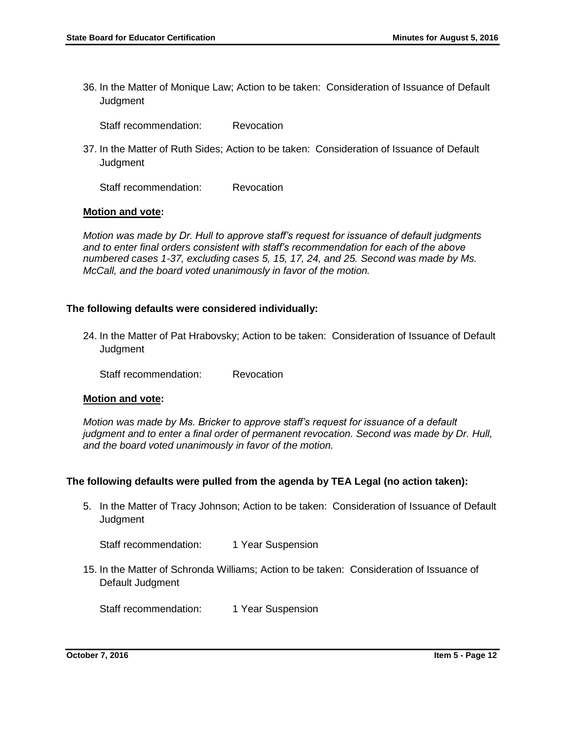36. In the Matter of Monique Law; Action to be taken: Consideration of Issuance of Default Judgment

    Staff recommendation: Revocation

37. In the Matter of Ruth Sides; Action to be taken: Consideration of Issuance of Default Judgment

    Staff recommendation: Revocation

**Motion and vote:**

*Motion was made by Dr. Hull to approve staff's request for issuance of default judgments and to enter final orders consistent with staff's recommendation for each of the above numbered cases 1-37, excluding cases 5, 15, 17, 24, and 25. Second was made by Ms. McCall, and the board voted unanimously in favor of the motion.*

**The following defaults were considered individually:**

24. In the Matter of Pat Hrabovsky; Action to be taken: Consideration of Issuance of Default Judgment

    Staff recommendation: Revocation

**Motion and vote:**

*Motion was made by Ms. Bricker to approve staff's request for issuance of a default judgment and to enter a final order of permanent revocation. Second was made by Dr. Hull, and the board voted unanimously in favor of the motion.*

**The following defaults were pulled from the agenda by TEA Legal (no action taken):**

5. In the Matter of Tracy Johnson; Action to be taken: Consideration of Issuance of Default Judgment

    Staff recommendation: 1 Year Suspension

15. In the Matter of Schronda Williams; Action to be taken: Consideration of Issuance of Default Judgment

    Staff recommendation: 1 Year Suspension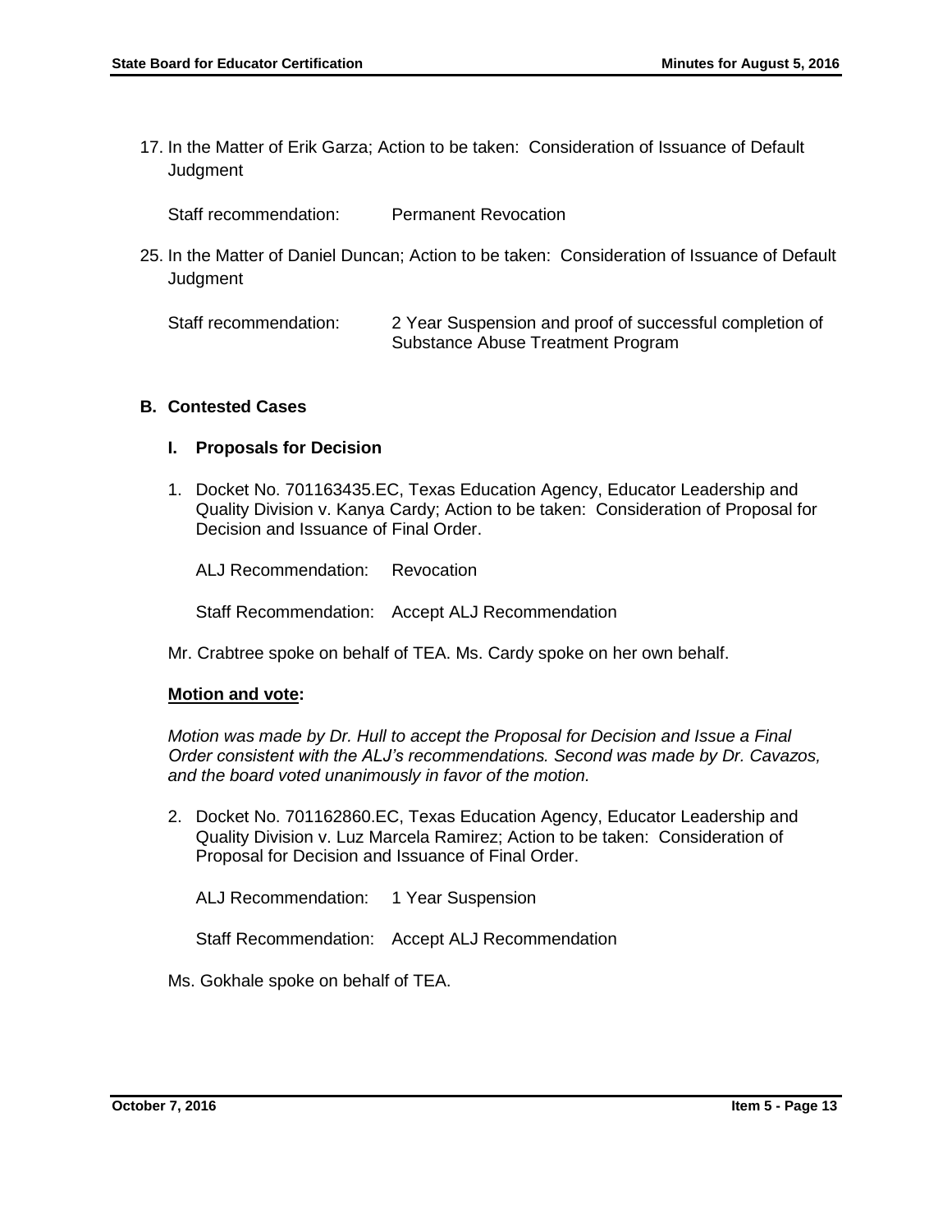17. In the Matter of Erik Garza; Action to be taken: Consideration of Issuance of Default Judgment

    Staff recommendation: Permanent Revocation

25. In the Matter of Daniel Duncan; Action to be taken: Consideration of Issuance of Default Judgment

    Staff recommendation: 2 Year Suspension and proof of successful completion of Substance Abuse Treatment Program

### B. Contested Cases

#### I. Proposals for Decision

1. Docket No. 701163435.EC, Texas Education Agency, Educator Leadership and Quality Division v. Kanya Cardy; Action to be taken: Consideration of Proposal for Decision and Issuance of Final Order.

   ALJ Recommendation: Revocation

   Staff Recommendation: Accept ALJ Recommendation

Mr. Crabtree spoke on behalf of TEA. Ms. Cardy spoke on her own behalf.

**Motion and vote:**

*Motion was made by Dr. Hull to accept the Proposal for Decision and Issue a Final Order consistent with the ALJ's recommendations. Second was made by Dr. Cavazos, and the board voted unanimously in favor of the motion.*

2. Docket No. 701162860.EC, Texas Education Agency, Educator Leadership and Quality Division v. Luz Marcela Ramirez; Action to be taken: Consideration of Proposal for Decision and Issuance of Final Order.

   ALJ Recommendation: 1 Year Suspension

   Staff Recommendation: Accept ALJ Recommendation

Ms. Gokhale spoke on behalf of TEA.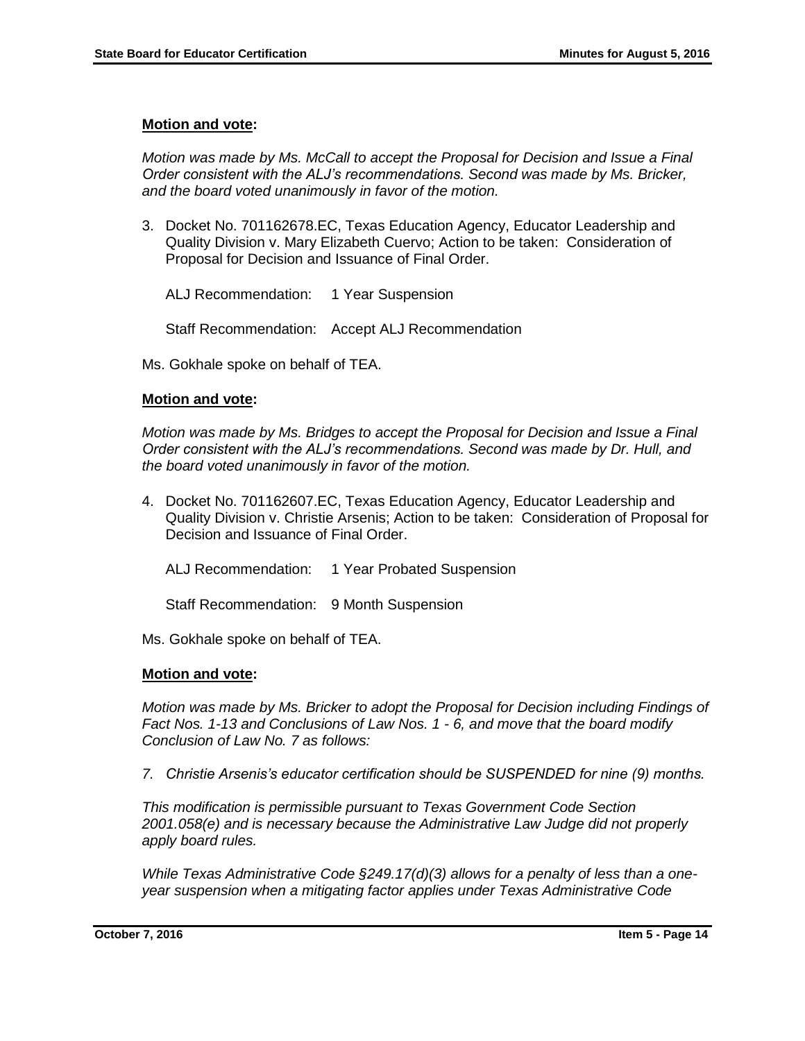**Motion and vote:**

*Motion was made by Ms. McCall to accept the Proposal for Decision and Issue a Final Order consistent with the ALJ's recommendations. Second was made by Ms. Bricker, and the board voted unanimously in favor of the motion.*

3. Docket No. 701162678.EC, Texas Education Agency, Educator Leadership and Quality Division v. Mary Elizabeth Cuervo; Action to be taken: Consideration of Proposal for Decision and Issuance of Final Order.

   ALJ Recommendation: 1 Year Suspension

   Staff Recommendation: Accept ALJ Recommendation

Ms. Gokhale spoke on behalf of TEA.

**Motion and vote:**

*Motion was made by Ms. Bridges to accept the Proposal for Decision and Issue a Final Order consistent with the ALJ's recommendations. Second was made by Dr. Hull, and the board voted unanimously in favor of the motion.*

4. Docket No. 701162607.EC, Texas Education Agency, Educator Leadership and Quality Division v. Christie Arsenis; Action to be taken: Consideration of Proposal for Decision and Issuance of Final Order.

   ALJ Recommendation: 1 Year Probated Suspension

   Staff Recommendation: 9 Month Suspension

Ms. Gokhale spoke on behalf of TEA.

**Motion and vote:**

*Motion was made by Ms. Bricker to adopt the Proposal for Decision including Findings of Fact Nos. 1-13 and Conclusions of Law Nos. 1 - 6, and move that the board modify Conclusion of Law No. 7 as follows:*

*7. Christie Arsenis's educator certification should be SUSPENDED for nine (9) months.*

*This modification is permissible pursuant to Texas Government Code Section 2001.058(e) and is necessary because the Administrative Law Judge did not properly apply board rules.*

*While Texas Administrative Code §249.17(d)(3) allows for a penalty of less than a one-year suspension when a mitigating factor applies under Texas Administrative Code*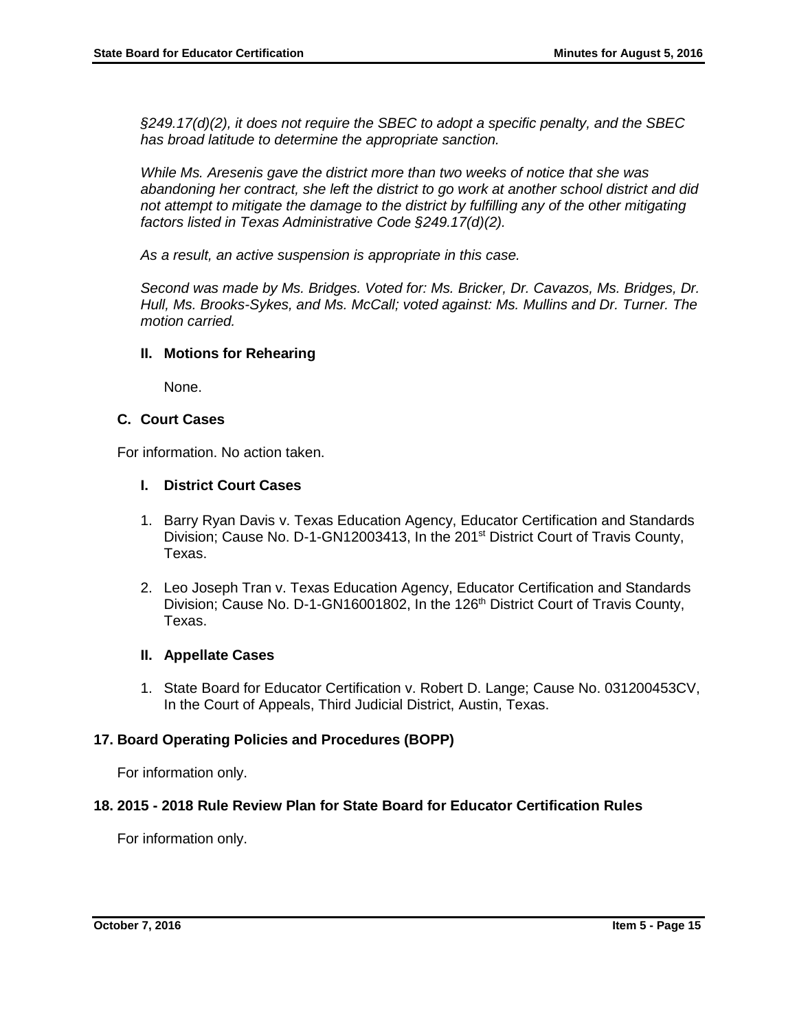*§249.17(d)(2), it does not require the SBEC to adopt a specific penalty, and the SBEC has broad latitude to determine the appropriate sanction.*

*While Ms. Aresenis gave the district more than two weeks of notice that she was abandoning her contract, she left the district to go work at another school district and did not attempt to mitigate the damage to the district by fulfilling any of the other mitigating factors listed in Texas Administrative Code §249.17(d)(2).*

*As a result, an active suspension is appropriate in this case.*

*Second was made by Ms. Bridges. Voted for: Ms. Bricker, Dr. Cavazos, Ms. Bridges, Dr. Hull, Ms. Brooks-Sykes, and Ms. McCall; voted against: Ms. Mullins and Dr. Turner. The motion carried.*

#### II. Motions for Rehearing

None.

### C. Court Cases

For information. No action taken.

#### I. District Court Cases

1. Barry Ryan Davis v. Texas Education Agency, Educator Certification and Standards Division; Cause No. D-1-GN12003413, In the 201st District Court of Travis County, Texas.
2. Leo Joseph Tran v. Texas Education Agency, Educator Certification and Standards Division; Cause No. D-1-GN16001802, In the 126th District Court of Travis County, Texas.

#### II. Appellate Cases

1. State Board for Educator Certification v. Robert D. Lange; Cause No. 031200453CV, In the Court of Appeals, Third Judicial District, Austin, Texas.

## 17. Board Operating Policies and Procedures (BOPP)

For information only.

## 18. 2015 - 2018 Rule Review Plan for State Board for Educator Certification Rules

For information only.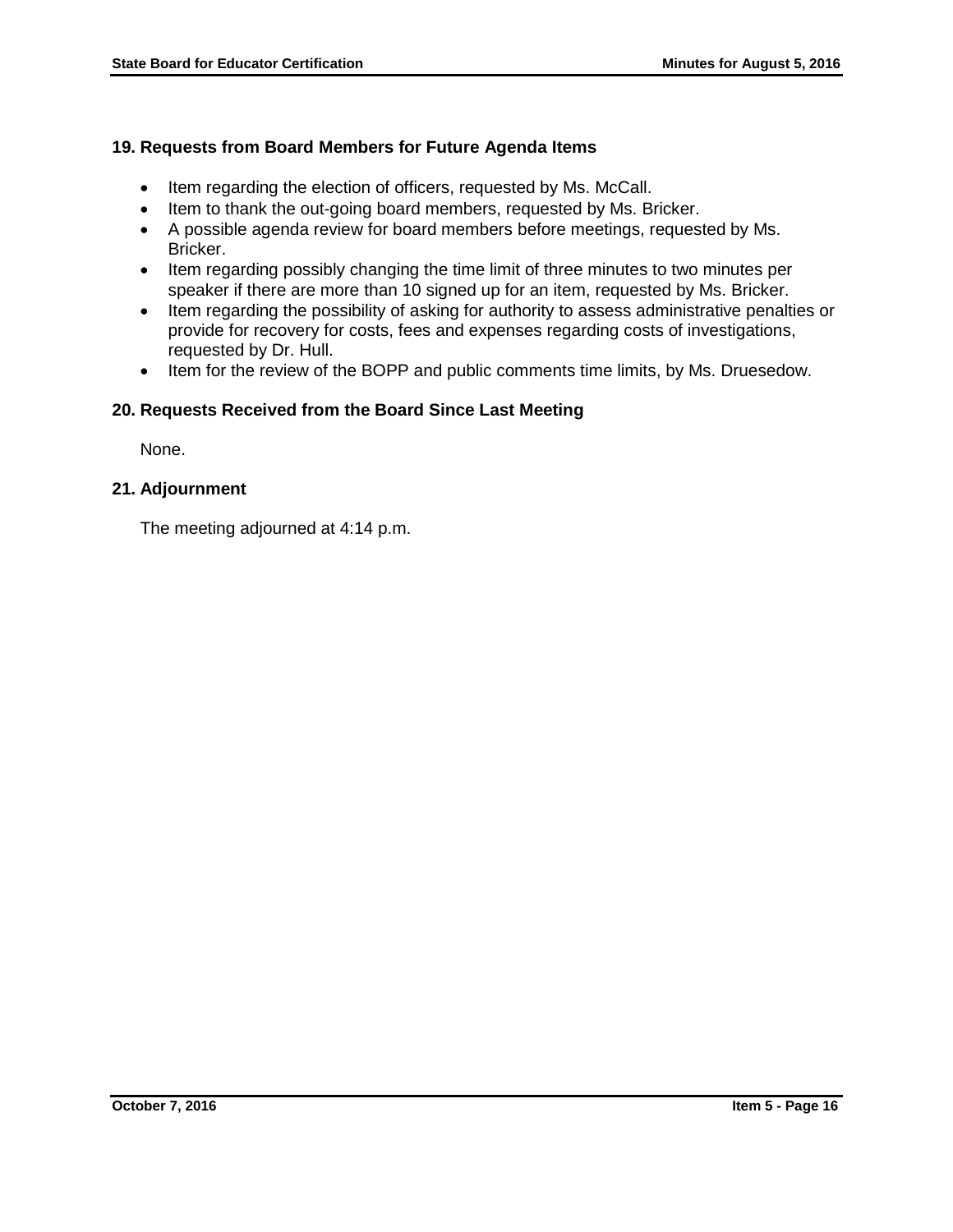## 19. Requests from Board Members for Future Agenda Items

- Item regarding the election of officers, requested by Ms. McCall.
- Item to thank the out-going board members, requested by Ms. Bricker.
- A possible agenda review for board members before meetings, requested by Ms. Bricker.
- Item regarding possibly changing the time limit of three minutes to two minutes per speaker if there are more than 10 signed up for an item, requested by Ms. Bricker.
- Item regarding the possibility of asking for authority to assess administrative penalties or provide for recovery for costs, fees and expenses regarding costs of investigations, requested by Dr. Hull.
- Item for the review of the BOPP and public comments time limits, by Ms. Druesedow.

## 20. Requests Received from the Board Since Last Meeting

None.

## 21. Adjournment

The meeting adjourned at 4:14 p.m.